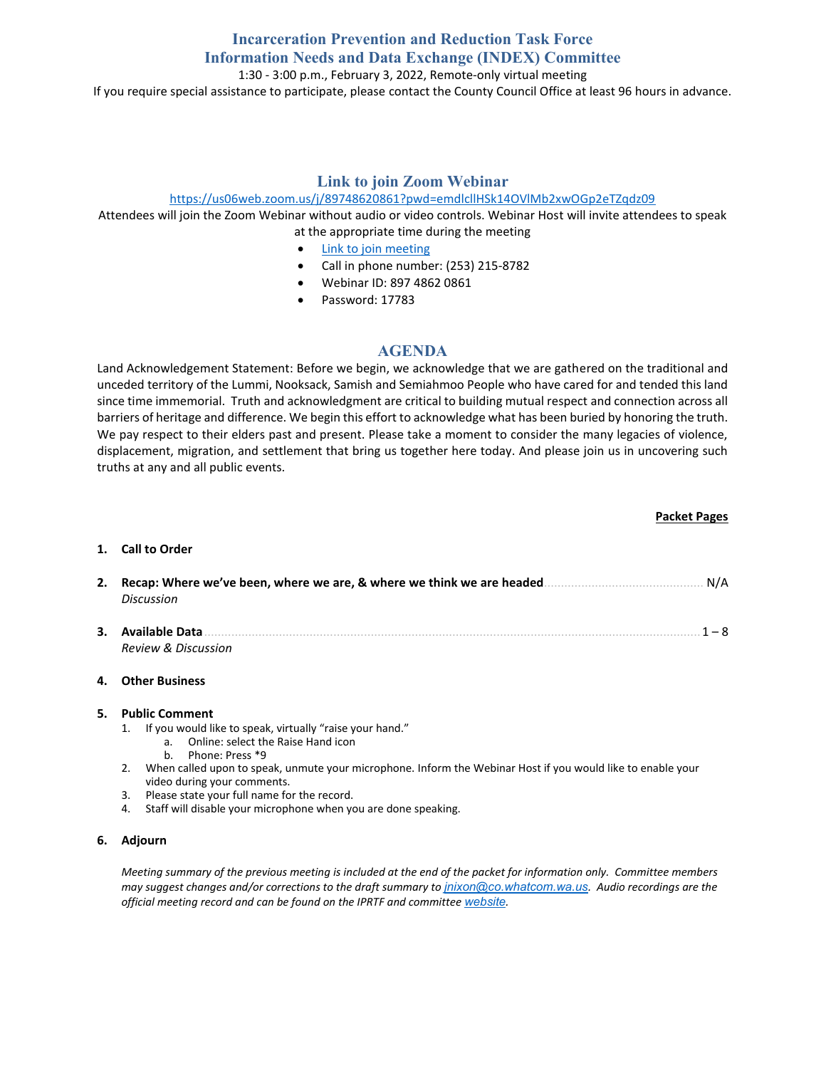# Incarceration Prevention and Reduction Task Force
# Information Needs and Data Exchange (INDEX) Committee

1:30 - 3:00 p.m., February 3, 2022, Remote-only virtual meeting

If you require special assistance to participate, please contact the County Council Office at least 96 hours in advance.

## Link to join Zoom Webinar

https://us06web.zoom.us/j/89748620861?pwd=emdlcllHSk14OVlMb2xwOGp2eTZqdz09

Attendees will join the Zoom Webinar without audio or video controls. Webinar Host will invite attendees to speak at the appropriate time during the meeting

- Link to join meeting
- Call in phone number: (253) 215-8782
- Webinar ID: 897 4862 0861
- Password: 17783

## AGENDA

Land Acknowledgement Statement: Before we begin, we acknowledge that we are gathered on the traditional and unceded territory of the Lummi, Nooksack, Samish and Semiahmoo People who have cared for and tended this land since time immemorial. Truth and acknowledgment are critical to building mutual respect and connection across all barriers of heritage and difference. We begin this effort to acknowledge what has been buried by honoring the truth. We pay respect to their elders past and present. Please take a moment to consider the many legacies of violence, displacement, migration, and settlement that bring us together here today. And please join us in uncovering such truths at any and all public events.

**Packet Pages**

1. **Call to Order**

2. **Recap: Where we've been, where we are, & where we think we are headed** ........ N/A
   *Discussion*

3. **Available Data** ........ 1 – 8
   *Review & Discussion*

4. **Other Business**

5. **Public Comment**
   1. If you would like to speak, virtually "raise your hand."
      a. Online: select the Raise Hand icon
      b. Phone: Press *9
   2. When called upon to speak, unmute your microphone. Inform the Webinar Host if you would like to enable your video during your comments.
   3. Please state your full name for the record.
   4. Staff will disable your microphone when you are done speaking.

6. **Adjourn**

*Meeting summary of the previous meeting is included at the end of the packet for information only. Committee members may suggest changes and/or corrections to the draft summary to jnixon@co.whatcom.wa.us. Audio recordings are the official meeting record and can be found on the IPRTF and committee website.*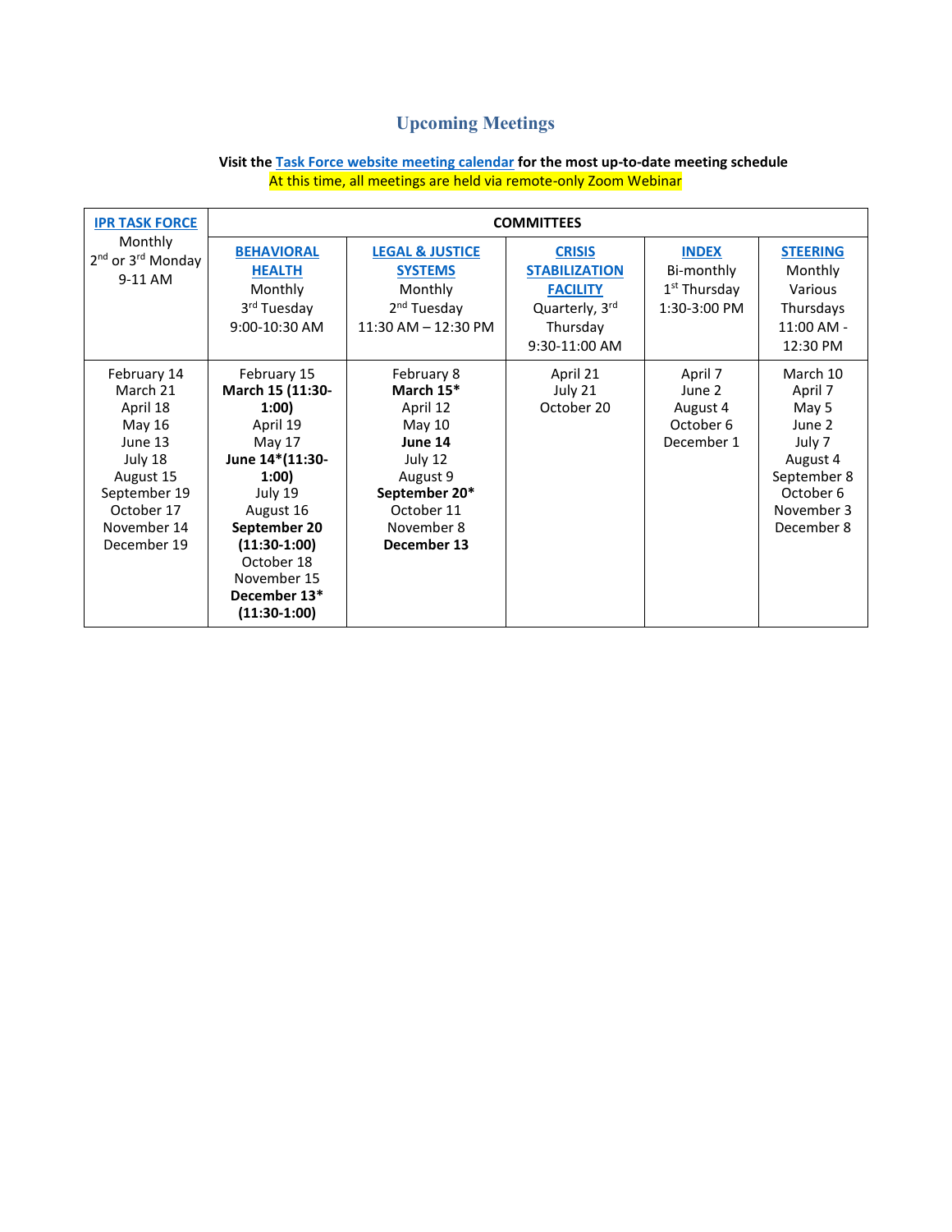## Upcoming Meetings

**Visit the Task Force website meeting calendar for the most up-to-date meeting schedule**
At this time, all meetings are held via remote-only Zoom Webinar

| IPR TASK FORCE | COMMITTEES | | | | |
|---|---|---|---|---|---|
| **IPR TASK FORCE**<br>Monthly<br>2nd or 3rd Monday<br>9-11 AM | **BEHAVIORAL HEALTH**<br>Monthly<br>3rd Tuesday<br>9:00-10:30 AM | **LEGAL & JUSTICE SYSTEMS**<br>Monthly<br>2nd Tuesday<br>11:30 AM – 12:30 PM | **CRISIS STABILIZATION FACILITY**<br>Quarterly, 3rd Thursday<br>9:30-11:00 AM | **INDEX**<br>Bi-monthly<br>1st Thursday<br>1:30-3:00 PM | **STEERING**<br>Monthly<br>Various Thursdays<br>11:00 AM - 12:30 PM |
| February 14<br>March 21<br>April 18<br>May 16<br>June 13<br>July 18<br>August 15<br>September 19<br>October 17<br>November 14<br>December 19 | February 15<br>**March 15 (11:30-1:00)**<br>April 19<br>May 17<br>**June 14*(11:30-1:00)**<br>July 19<br>August 16<br>**September 20 (11:30-1:00)**<br>October 18<br>November 15<br>**December 13* (11:30-1:00)** | February 8<br>**March 15***<br>April 12<br>May 10<br>**June 14**<br>July 12<br>August 9<br>**September 20***<br>October 11<br>November 8<br>**December 13** | April 21<br>July 21<br>October 20 | April 7<br>June 2<br>August 4<br>October 6<br>December 1 | March 10<br>April 7<br>May 5<br>June 2<br>July 7<br>August 4<br>September 8<br>October 6<br>November 3<br>December 8 |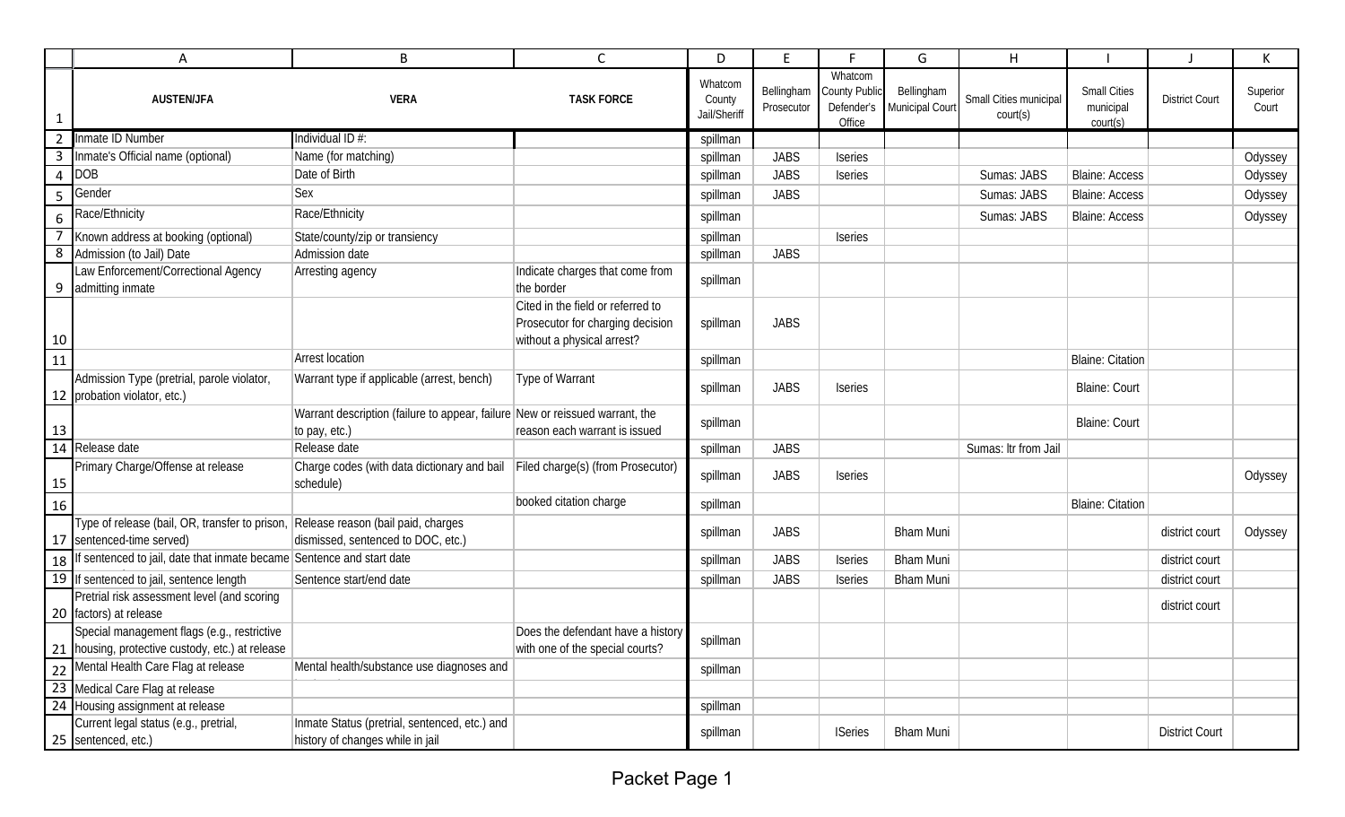| | A | B | C | D | E | F | G | H | I | J | K |
|---|---|---|---|---|---|---|---|---|---|---|---|
| 1 | AUSTEN/JFA | VERA | TASK FORCE | Whatcom County Jail/Sheriff | Bellingham Prosecutor | Whatcom County Public Defender's Office | Bellingham Municipal Court | Small Cities municipal court(s) | Small Cities municipal court(s) | District Court | Superior Court |
| 2 | Inmate ID Number | Individual ID #: | | spillman | | | | | | | |
| 3 | Inmate's Official name (optional) | Name (for matching) | | spillman | JABS | Iseries | | | | | Odyssey |
| 4 | DOB | Date of Birth | | spillman | JABS | Iseries | | Sumas: JABS | Blaine: Access | | Odyssey |
| 5 | Gender | Sex | | spillman | JABS | | | Sumas: JABS | Blaine: Access | | Odyssey |
| 6 | Race/Ethnicity | Race/Ethnicity | | spillman | | | | Sumas: JABS | Blaine: Access | | Odyssey |
| 7 | Known address at booking (optional) | State/county/zip or transiency | | spillman | | Iseries | | | | | |
| 8 | Admission (to Jail) Date | Admission date | | spillman | JABS | | | | | | |
| 9 | Law Enforcement/Correctional Agency admitting inmate | Arresting agency | Indicate charges that come from the border | spillman | | | | | | | |
| 10 | | | Cited in the field or referred to Prosecutor for charging decision without a physical arrest? | spillman | JABS | | | | | | |
| 11 | | Arrest location | | spillman | | | | | Blaine: Citation | | |
| 12 | Admission Type (pretrial, parole violator, probation violator, etc.) | Warrant type if applicable (arrest, bench) | Type of Warrant | spillman | JABS | Iseries | | | Blaine: Court | | |
| 13 | | Warrant description (failure to appear, failure to pay, etc.) | New or reissued warrant, the reason each warrant is issued | spillman | | | | | Blaine: Court | | |
| 14 | Release date | Release date | | spillman | JABS | | | Sumas: ltr from Jail | | | |
| 15 | Primary Charge/Offense at release | Charge codes (with data dictionary and bail schedule) | Filed charge(s) (from Prosecutor) | spillman | JABS | Iseries | | | | | Odyssey |
| 16 | | | booked citation charge | spillman | | | | | Blaine: Citation | | |
| 17 | Type of release (bail, OR, transfer to prison, sentenced-time served) | Release reason (bail paid, charges dismissed, sentenced to DOC, etc.) | | spillman | JABS | | Bham Muni | | | district court | Odyssey |
| 18 | If sentenced to jail, date that inmate became | Sentence and start date | | spillman | JABS | Iseries | Bham Muni | | | district court | |
| 19 | If sentenced to jail, sentence length | Sentence start/end date | | spillman | JABS | Iseries | Bham Muni | | | district court | |
| 20 | Pretrial risk assessment level (and scoring factors) at release | | | | | | | | | district court | |
| 21 | Special management flags (e.g., restrictive housing, protective custody, etc.) at release | | Does the defendant have a history with one of the special courts? | spillman | | | | | | | |
| 22 | Mental Health Care Flag at release | Mental health/substance use diagnoses and | | spillman | | | | | | | |
| 23 | Medical Care Flag at release | | | | | | | | | | |
| 24 | Housing assignment at release | | | spillman | | | | | | | |
| 25 | Current legal status (e.g., pretrial, sentenced, etc.) | Inmate Status (pretrial, sentenced, etc.) and history of changes while in jail | | spillman | | ISeries | Bham Muni | | | District Court | |

Packet Page 1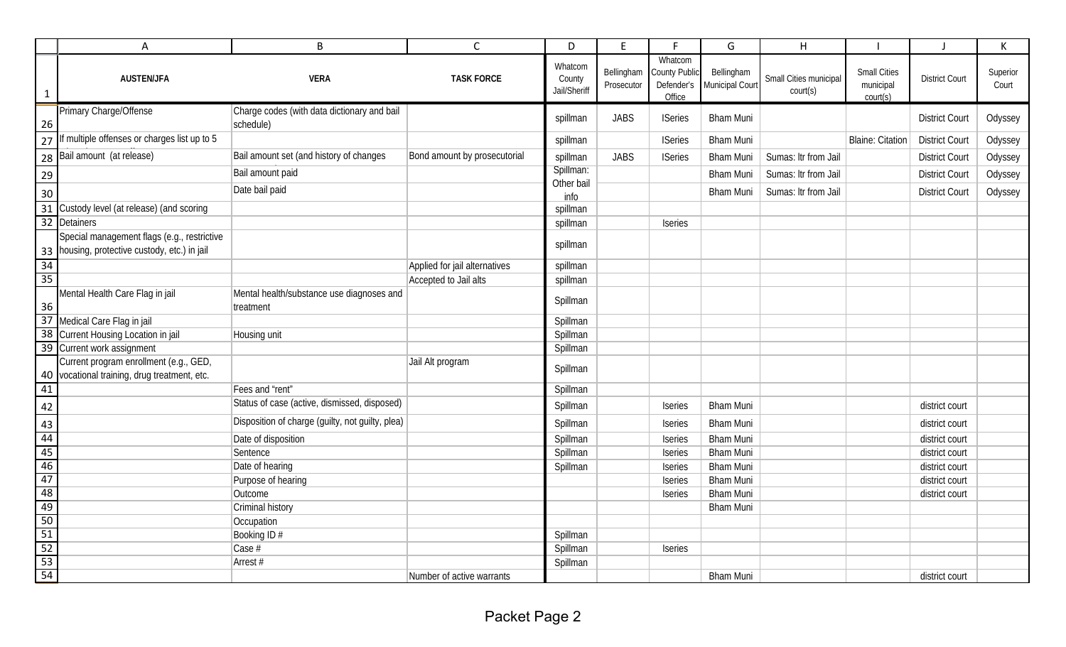| | A | B | C | D | E | F | G | H | I | J | K |
|---|---|---|---|---|---|---|---|---|---|---|---|
| 1 | AUSTEN/JFA | VERA | TASK FORCE | Whatcom County Jail/Sheriff | Bellingham Prosecutor | Whatcom County Public Defender's Office | Bellingham Municipal Court | Small Cities municipal court(s) | Small Cities municipal court(s) | District Court | Superior Court |
| 26 | Primary Charge/Offense | Charge codes (with data dictionary and bail schedule) | | spillman | JABS | ISeries | Bham Muni | | | District Court | Odyssey |
| 27 | If multiple offenses or charges list up to 5 | | | spillman | | ISeries | Bham Muni | | Blaine: Citation | District Court | Odyssey |
| 28 | Bail amount (at release) | Bail amount set (and history of changes | Bond amount by prosecutorial | spillman | JABS | ISeries | Bham Muni | Sumas: ltr from Jail | | District Court | Odyssey |
| 29 | | Bail amount paid | | Spillman: Other bail info | | | Bham Muni | Sumas: ltr from Jail | | District Court | Odyssey |
| 30 | | Date bail paid | | | | | Bham Muni | Sumas: ltr from Jail | | District Court | Odyssey |
| 31 | Custody level (at release) (and scoring | | | spillman | | | | | | | |
| 32 | Detainers | | | spillman | | Iseries | | | | | |
| 33 | Special management flags (e.g., restrictive housing, protective custody, etc.) in jail | | | spillman | | | | | | | |
| 34 | | | Applied for jail alternatives | spillman | | | | | | | |
| 35 | | | Accepted to Jail alts | spillman | | | | | | | |
| 36 | Mental Health Care Flag in jail | Mental health/substance use diagnoses and treatment | | Spillman | | | | | | | |
| 37 | Medical Care Flag in jail | | | Spillman | | | | | | | |
| 38 | Current Housing Location in jail | Housing unit | | Spillman | | | | | | | |
| 39 | Current work assignment | | | Spillman | | | | | | | |
| 40 | Current program enrollment (e.g., GED, vocational training, drug treatment, etc. | | Jail Alt program | Spillman | | | | | | | |
| 41 | | Fees and "rent" | | Spillman | | | | | | | |
| 42 | | Status of case (active, dismissed, disposed) | | Spillman | | Iseries | Bham Muni | | | district court | |
| 43 | | Disposition of charge (guilty, not guilty, plea) | | Spillman | | Iseries | Bham Muni | | | district court | |
| 44 | | Date of disposition | | Spillman | | Iseries | Bham Muni | | | district court | |
| 45 | | Sentence | | Spillman | | Iseries | Bham Muni | | | district court | |
| 46 | | Date of hearing | | Spillman | | Iseries | Bham Muni | | | district court | |
| 47 | | Purpose of hearing | | | | Iseries | Bham Muni | | | district court | |
| 48 | | Outcome | | | | Iseries | Bham Muni | | | district court | |
| 49 | | Criminal history | | | | | Bham Muni | | | | |
| 50 | | Occupation | | | | | | | | | |
| 51 | | Booking ID # | | Spillman | | | | | | | |
| 52 | | Case # | | Spillman | | Iseries | | | | | |
| 53 | | Arrest # | | Spillman | | | | | | | |
| 54 | | | Number of active warrants | | | | Bham Muni | | | district court | |

Packet Page 2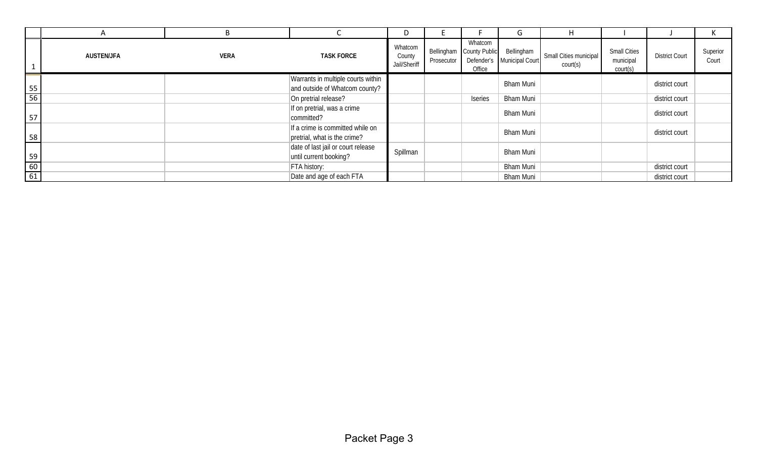| | A | B | C | D | E | F | G | H | I | J | K |
|---|---|---|---|---|---|---|---|---|---|---|---|
| 1 | AUSTEN/JFA | VERA | TASK FORCE | Whatcom County Jail/Sheriff | Bellingham Prosecutor | Whatcom County Public Defender's Office | Bellingham Municipal Court | Small Cities municipal court(s) | Small Cities municipal court(s) | District Court | Superior Court |
| 55 | | | Warrants in multiple courts within and outside of Whatcom county? | | | | Bham Muni | | | district court | |
| 56 | | | On pretrial release? | | | Iseries | Bham Muni | | | district court | |
| 57 | | | If on pretrial, was a crime committed? | | | | Bham Muni | | | district court | |
| 58 | | | If a crime is committed while on pretrial, what is the crime? | | | | Bham Muni | | | district court | |
| 59 | | | date of last jail or court release until current booking? | Spillman | | | Bham Muni | | | | |
| 60 | | | FTA history: | | | | Bham Muni | | | district court | |
| 61 | | | Date and age of each FTA | | | | Bham Muni | | | district court | |

Packet Page 3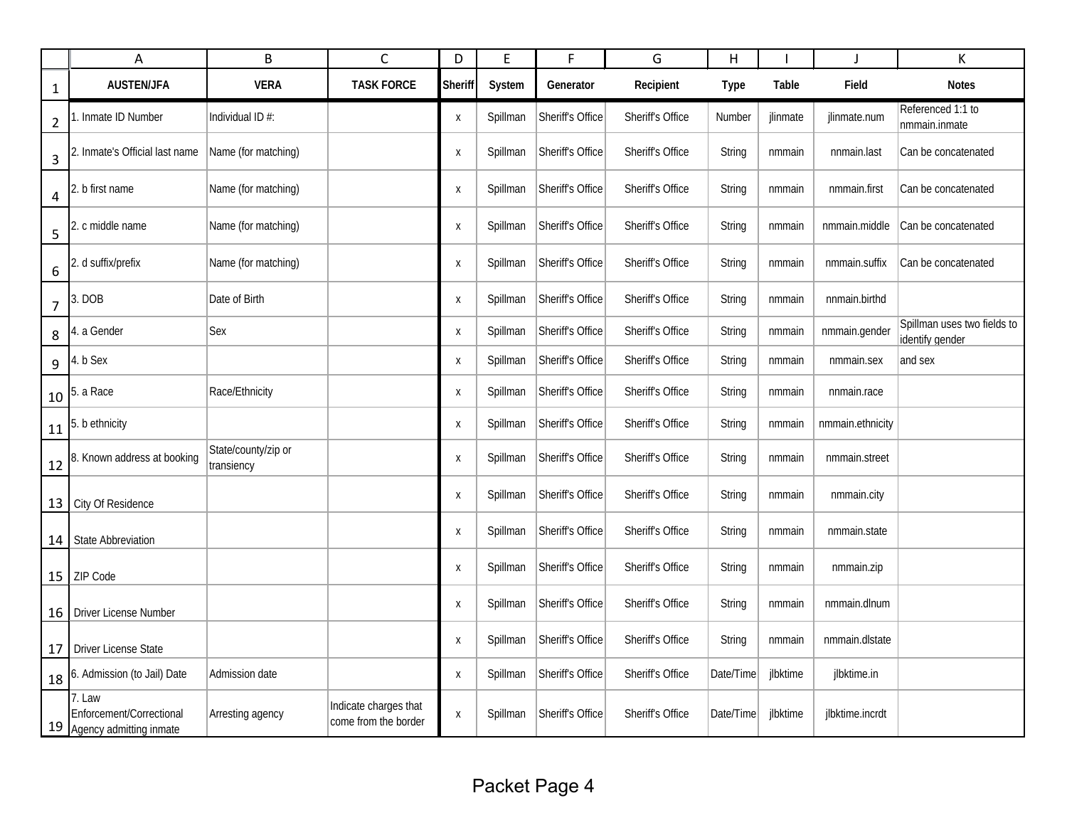| | A | B | C | D | E | F | G | H | I | J | K |
|---|---|---|---|---|---|---|---|---|---|---|---|
| 1 | AUSTEN/JFA | VERA | TASK FORCE | Sheriff | System | Generator | Recipient | Type | Table | Field | Notes |
| 2 | 1. Inmate ID Number | Individual ID #: | | x | Spillman | Sheriff's Office | Sheriff's Office | Number | jlinmate | jlinmate.num | Referenced 1:1 to nmmain.inmate |
| 3 | 2. Inmate's Official last name | Name (for matching) | | x | Spillman | Sheriff's Office | Sheriff's Office | String | nmmain | nnmain.last | Can be concatenated |
| 4 | 2. b first name | Name (for matching) | | x | Spillman | Sheriff's Office | Sheriff's Office | String | nmmain | nmmain.first | Can be concatenated |
| 5 | 2. c middle name | Name (for matching) | | x | Spillman | Sheriff's Office | Sheriff's Office | String | nmmain | nmmain.middle | Can be concatenated |
| 6 | 2. d suffix/prefix | Name (for matching) | | x | Spillman | Sheriff's Office | Sheriff's Office | String | nmmain | nmmain.suffix | Can be concatenated |
| 7 | 3. DOB | Date of Birth | | x | Spillman | Sheriff's Office | Sheriff's Office | String | nmmain | nnmain.birthd | |
| 8 | 4. a Gender | Sex | | x | Spillman | Sheriff's Office | Sheriff's Office | String | nmmain | nmmain.gender | Spillman uses two fields to identify gender |
| 9 | 4. b Sex | | | x | Spillman | Sheriff's Office | Sheriff's Office | String | nmmain | nmmain.sex | and sex |
| 10 | 5. a Race | Race/Ethnicity | | x | Spillman | Sheriff's Office | Sheriff's Office | String | nmmain | nnmain.race | |
| 11 | 5. b ethnicity | | | x | Spillman | Sheriff's Office | Sheriff's Office | String | nmmain | nmmain.ethnicity | |
| 12 | 8. Known address at booking | State/county/zip or transiency | | x | Spillman | Sheriff's Office | Sheriff's Office | String | nmmain | nmmain.street | |
| 13 | City Of Residence | | | x | Spillman | Sheriff's Office | Sheriff's Office | String | nmmain | nmmain.city | |
| 14 | State Abbreviation | | | x | Spillman | Sheriff's Office | Sheriff's Office | String | nmmain | nmmain.state | |
| 15 | ZIP Code | | | x | Spillman | Sheriff's Office | Sheriff's Office | String | nmmain | nmmain.zip | |
| 16 | Driver License Number | | | x | Spillman | Sheriff's Office | Sheriff's Office | String | nmmain | nmmain.dlnum | |
| 17 | Driver License State | | | x | Spillman | Sheriff's Office | Sheriff's Office | String | nmmain | nmmain.dlstate | |
| 18 | 6. Admission (to Jail) Date | Admission date | | x | Spillman | Sheriff's Office | Sheriff's Office | Date/Time | jlbktime | jlbktime.in | |
| 19 | 7. Law Enforcement/Correctional Agency admitting inmate | Arresting agency | Indicate charges that come from the border | x | Spillman | Sheriff's Office | Sheriff's Office | Date/Time | jlbktime | jlbktime.incrdt | |

Packet Page 4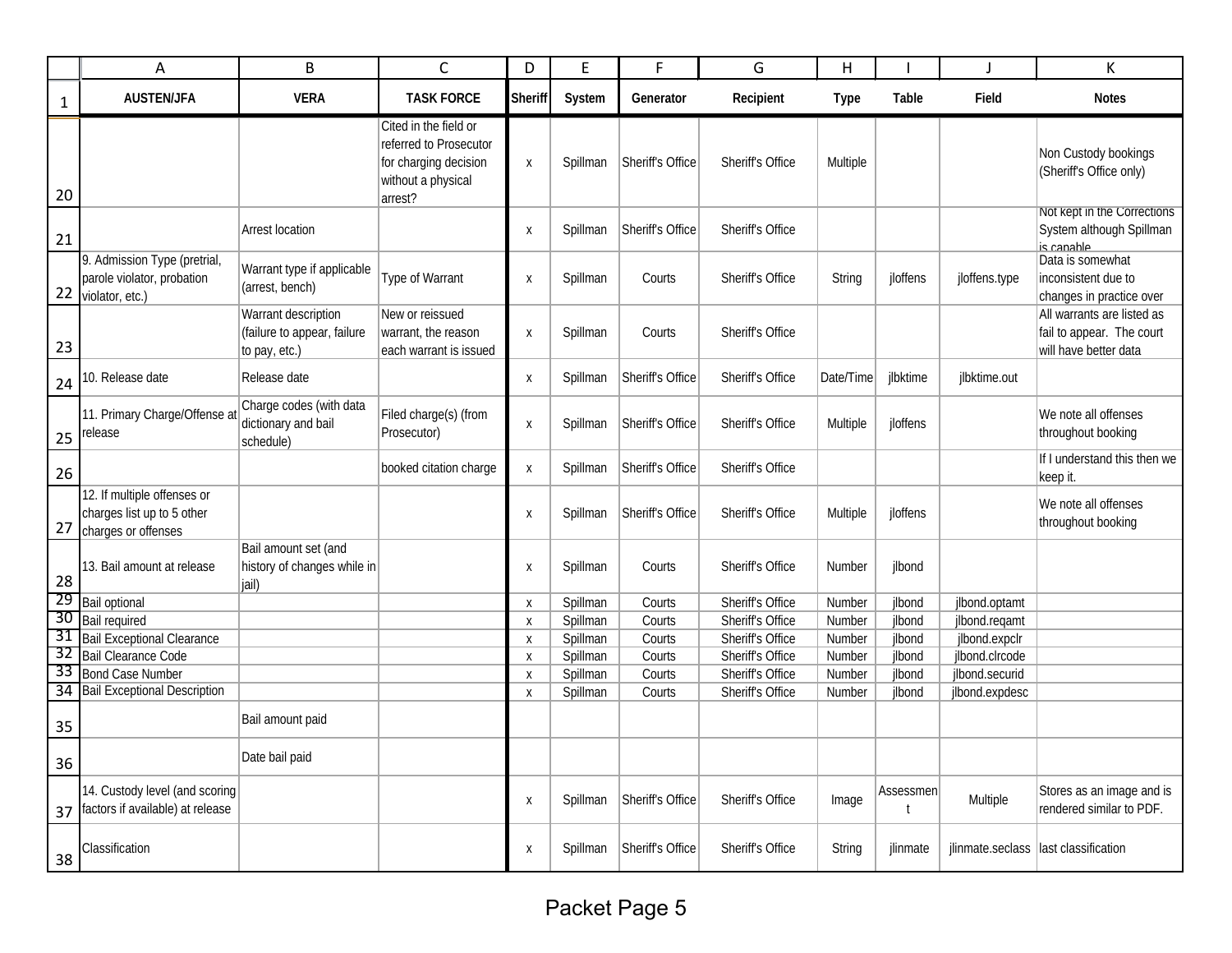| | A | B | C | D | E | F | G | H | I | J | K |
|---|---|---|---|---|---|---|---|---|---|---|---|
| 1 | AUSTEN/JFA | VERA | TASK FORCE | Sheriff | System | Generator | Recipient | Type | Table | Field | Notes |
| 20 | | | Cited in the field or referred to Prosecutor for charging decision without a physical arrest? | x | Spillman | Sheriff's Office | Sheriff's Office | Multiple | | | Non Custody bookings (Sheriff's Office only) |
| 21 | | Arrest location | | x | Spillman | Sheriff's Office | Sheriff's Office | | | | Not kept in the Corrections System although Spillman is capable |
| 22 | 9. Admission Type (pretrial, parole violator, probation violator, etc.) | Warrant type if applicable (arrest, bench) | Type of Warrant | x | Spillman | Courts | Sheriff's Office | String | jloffens | jloffens.type | Data is somewhat inconsistent due to changes in practice over |
| 23 | | Warrant description (failure to appear, failure to pay, etc.) | New or reissued warrant, the reason each warrant is issued | x | Spillman | Courts | Sheriff's Office | | | | All warrants are listed as fail to appear. The court will have better data |
| 24 | 10. Release date | Release date | | x | Spillman | Sheriff's Office | Sheriff's Office | Date/Time | jlbktime | jlbktime.out | |
| 25 | 11. Primary Charge/Offense at release | Charge codes (with data dictionary and bail schedule) | Filed charge(s) (from Prosecutor) | x | Spillman | Sheriff's Office | Sheriff's Office | Multiple | jloffens | | We note all offenses throughout booking |
| 26 | | | booked citation charge | x | Spillman | Sheriff's Office | Sheriff's Office | | | | If I understand this then we keep it. |
| 27 | 12. If multiple offenses or charges list up to 5 other charges or offenses | | | x | Spillman | Sheriff's Office | Sheriff's Office | Multiple | jloffens | | We note all offenses throughout booking |
| 28 | 13. Bail amount at release | Bail amount set (and history of changes while in jail) | | x | Spillman | Courts | Sheriff's Office | Number | jlbond | | |
| 29 | Bail optional | | | x | Spillman | Courts | Sheriff's Office | Number | jlbond | jlbond.optamt | |
| 30 | Bail required | | | x | Spillman | Courts | Sheriff's Office | Number | jlbond | jlbond.reqamt | |
| 31 | Bail Exceptional Clearance | | | x | Spillman | Courts | Sheriff's Office | Number | jlbond | jlbond.expclr | |
| 32 | Bail Clearance Code | | | x | Spillman | Courts | Sheriff's Office | Number | jlbond | jlbond.clrcode | |
| 33 | Bond Case Number | | | x | Spillman | Courts | Sheriff's Office | Number | jlbond | jlbond.securid | |
| 34 | Bail Exceptional Description | | | x | Spillman | Courts | Sheriff's Office | Number | jlbond | jlbond.expdesc | |
| 35 | | Bail amount paid | | | | | | | | | |
| 36 | | Date bail paid | | | | | | | | | |
| 37 | 14. Custody level (and scoring factors if available) at release | | | x | Spillman | Sheriff's Office | Sheriff's Office | Image | Assessment | Multiple | Stores as an image and is rendered similar to PDF. |
| 38 | Classification | | | x | Spillman | Sheriff's Office | Sheriff's Office | String | jlinmate | jlinmate.seclass | last classification |

Packet Page 5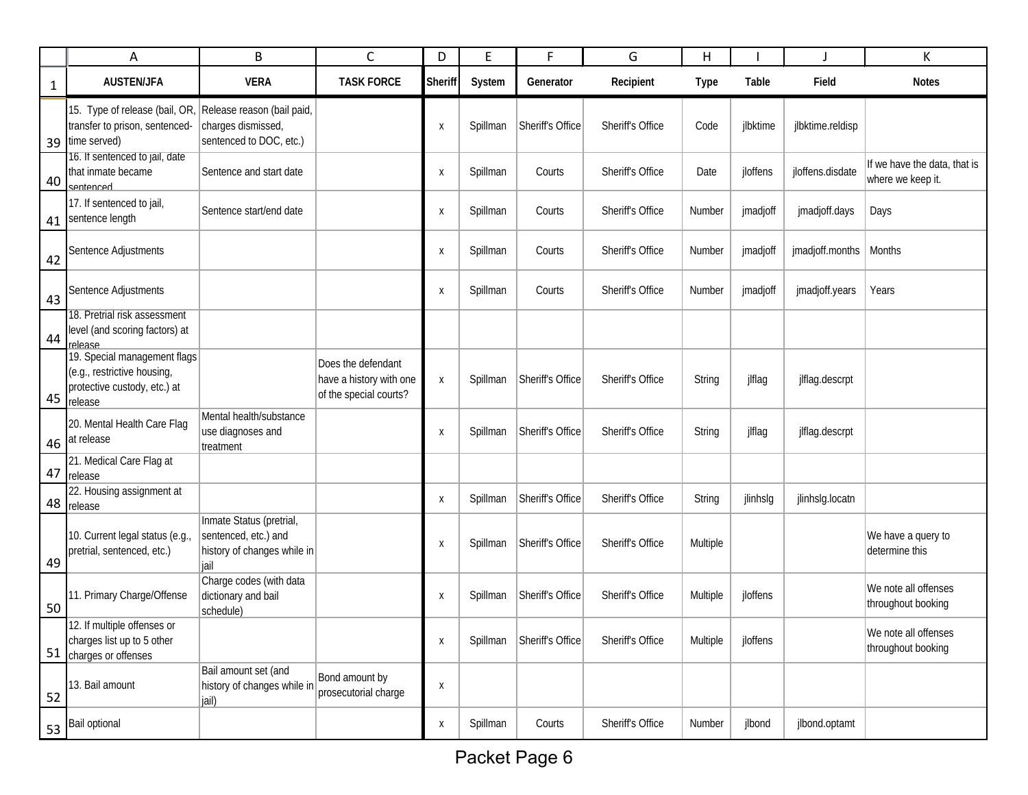| | A | B | C | D | E | F | G | H | I | J | K |
|---|---|---|---|---|---|---|---|---|---|---|---|
| 1 | AUSTEN/JFA | VERA | TASK FORCE | Sheriff | System | Generator | Recipient | Type | Table | Field | Notes |
| 39 | 15. Type of release (bail, OR, transfer to prison, sentenced-time served) | Release reason (bail paid, charges dismissed, sentenced to DOC, etc.) | | x | Spillman | Sheriff's Office | Sheriff's Office | Code | jlbktime | jlbktime.reldisp | |
| 40 | 16. If sentenced to jail, date that inmate became sentenced | Sentence and start date | | x | Spillman | Courts | Sheriff's Office | Date | jloffens | jloffens.disdate | If we have the data, that is where we keep it. |
| 41 | 17. If sentenced to jail, sentence length | Sentence start/end date | | x | Spillman | Courts | Sheriff's Office | Number | jmadjoff | jmadjoff.days | Days |
| 42 | Sentence Adjustments | | | x | Spillman | Courts | Sheriff's Office | Number | jmadjoff | jmadjoff.months | Months |
| 43 | Sentence Adjustments | | | x | Spillman | Courts | Sheriff's Office | Number | jmadjoff | jmadjoff.years | Years |
| 44 | 18. Pretrial risk assessment level (and scoring factors) at release | | | | | | | | | | |
| 45 | 19. Special management flags (e.g., restrictive housing, protective custody, etc.) at release | | Does the defendant have a history with one of the special courts? | x | Spillman | Sheriff's Office | Sheriff's Office | String | jlflag | jlflag.descrpt | |
| 46 | 20. Mental Health Care Flag at release | Mental health/substance use diagnoses and treatment | | x | Spillman | Sheriff's Office | Sheriff's Office | String | jlflag | jlflag.descrpt | |
| 47 | 21. Medical Care Flag at release | | | | | | | | | | |
| 48 | 22. Housing assignment at release | | | x | Spillman | Sheriff's Office | Sheriff's Office | String | jlinhslg | jlinhslg.locatn | |
| 49 | 10. Current legal status (e.g., pretrial, sentenced, etc.) | Inmate Status (pretrial, sentenced, etc.) and history of changes while in jail | | x | Spillman | Sheriff's Office | Sheriff's Office | Multiple | | | We have a query to determine this |
| 50 | 11. Primary Charge/Offense | Charge codes (with data dictionary and bail schedule) | | x | Spillman | Sheriff's Office | Sheriff's Office | Multiple | jloffens | | We note all offenses throughout booking |
| 51 | 12. If multiple offenses or charges list up to 5 other charges or offenses | | | x | Spillman | Sheriff's Office | Sheriff's Office | Multiple | jloffens | | We note all offenses throughout booking |
| 52 | 13. Bail amount | Bail amount set (and history of changes while in jail) | Bond amount by prosecutorial charge | x | | | | | | | |
| 53 | Bail optional | | | x | Spillman | Courts | Sheriff's Office | Number | jlbond | jlbond.optamt | |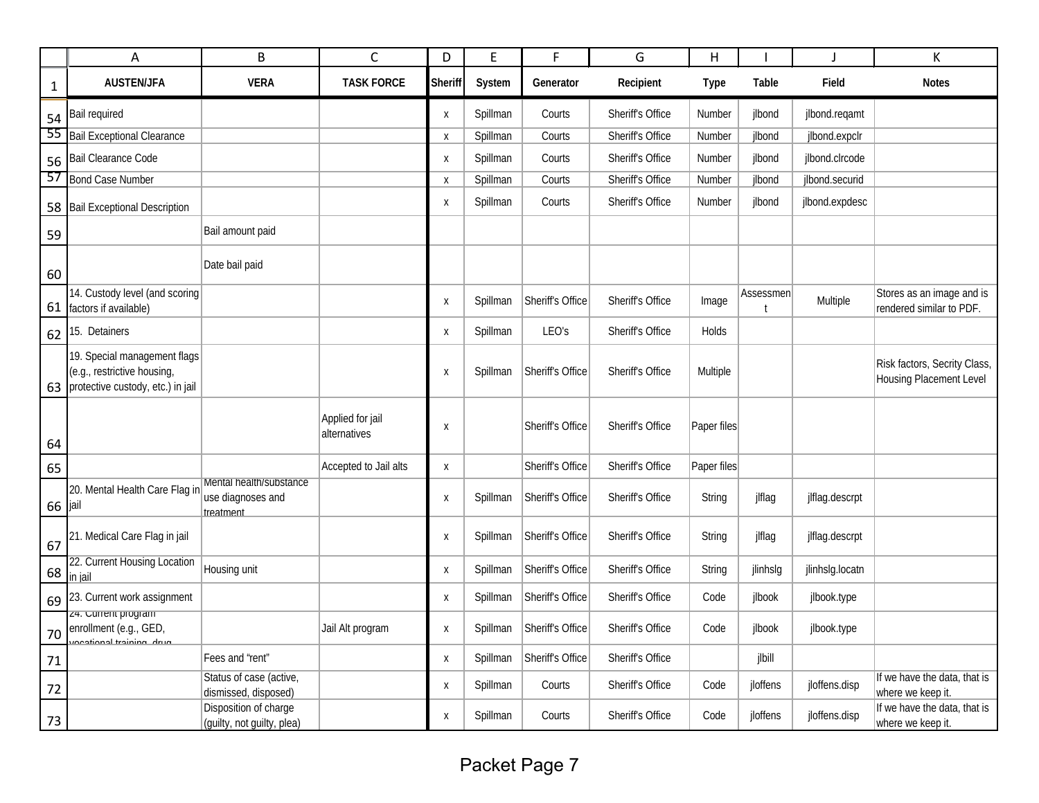| | A | B | C | D | E | F | G | H | I | J | K |
|---|---|---|---|---|---|---|---|---|---|---|---|
| 1 | AUSTEN/JFA | VERA | TASK FORCE | Sheriff | System | Generator | Recipient | Type | Table | Field | Notes |
| 54 | Bail required | | | x | Spillman | Courts | Sheriff's Office | Number | jlbond | jlbond.reqamt | |
| 55 | Bail Exceptional Clearance | | | x | Spillman | Courts | Sheriff's Office | Number | jlbond | jlbond.expclr | |
| 56 | Bail Clearance Code | | | x | Spillman | Courts | Sheriff's Office | Number | jlbond | jlbond.clrcode | |
| 57 | Bond Case Number | | | x | Spillman | Courts | Sheriff's Office | Number | jlbond | jlbond.securid | |
| 58 | Bail Exceptional Description | | | x | Spillman | Courts | Sheriff's Office | Number | jlbond | jlbond.expdesc | |
| 59 | | Bail amount paid | | | | | | | | | |
| 60 | | Date bail paid | | | | | | | | | |
| 61 | 14. Custody level (and scoring factors if available) | | | x | Spillman | Sheriff's Office | Sheriff's Office | Image | Assessment | Multiple | Stores as an image and is rendered similar to PDF. |
| 62 | 15. Detainers | | | x | Spillman | LEO's | Sheriff's Office | Holds | | | |
| 63 | 19. Special management flags (e.g., restrictive housing, protective custody, etc.) in jail | | | x | Spillman | Sheriff's Office | Sheriff's Office | Multiple | | | Risk factors, Secrity Class, Housing Placement Level |
| 64 | | | Applied for jail alternatives | x | | Sheriff's Office | Sheriff's Office | Paper files | | | |
| 65 | | | Accepted to Jail alts | x | | Sheriff's Office | Sheriff's Office | Paper files | | | |
| 66 | 20. Mental Health Care Flag in jail | Mental health/substance use diagnoses and treatment | | x | Spillman | Sheriff's Office | Sheriff's Office | String | jlflag | jlflag.descrpt | |
| 67 | 21. Medical Care Flag in jail | | | x | Spillman | Sheriff's Office | Sheriff's Office | String | jlflag | jlflag.descrpt | |
| 68 | 22. Current Housing Location in jail | Housing unit | | x | Spillman | Sheriff's Office | Sheriff's Office | String | jlinhslg | jlinhslg.locatn | |
| 69 | 23. Current work assignment | | | x | Spillman | Sheriff's Office | Sheriff's Office | Code | jlbook | jlbook.type | |
| 70 | 24. Current program enrollment (e.g., GED, vocational training, drug | | Jail Alt program | x | Spillman | Sheriff's Office | Sheriff's Office | Code | jlbook | jlbook.type | |
| 71 | | Fees and "rent" | | x | Spillman | Sheriff's Office | Sheriff's Office | | jlbill | | |
| 72 | | Status of case (active, dismissed, disposed) | | x | Spillman | Courts | Sheriff's Office | Code | jloffens | jloffens.disp | If we have the data, that is where we keep it. |
| 73 | | Disposition of charge (guilty, not guilty, plea) | | x | Spillman | Courts | Sheriff's Office | Code | jloffens | jloffens.disp | If we have the data, that is where we keep it. |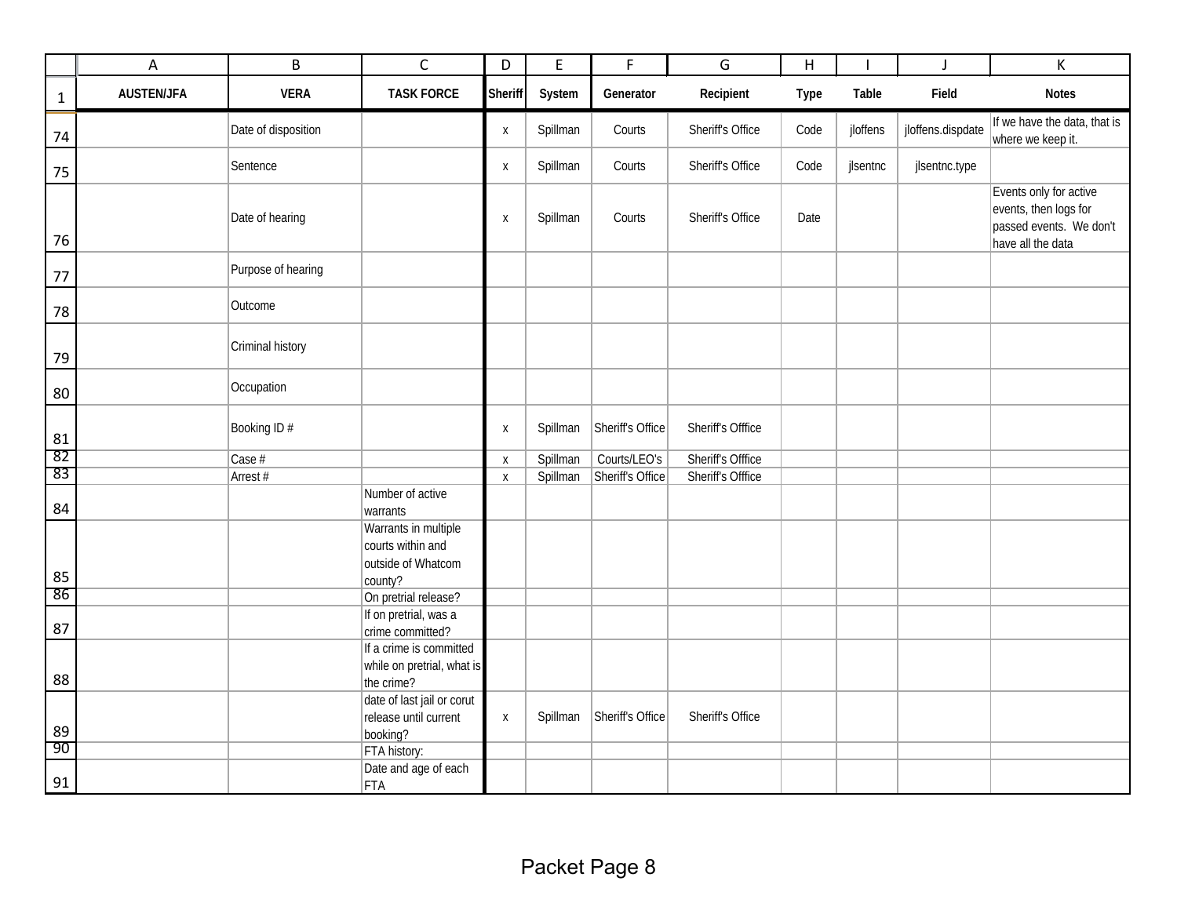| | A | B | C | D | E | F | G | H | I | J | K |
|---|---|---|---|---|---|---|---|---|---|---|---|
| 1 | AUSTEN/JFA | VERA | TASK FORCE | Sheriff | System | Generator | Recipient | Type | Table | Field | Notes |
| 74 | | Date of disposition | | x | Spillman | Courts | Sheriff's Office | Code | jloffens | jloffens.dispdate | If we have the data, that is where we keep it. |
| 75 | | Sentence | | x | Spillman | Courts | Sheriff's Office | Code | jlsentnc | jlsentnc.type | |
| 76 | | Date of hearing | | x | Spillman | Courts | Sheriff's Office | Date | | | Events only for active events, then logs for passed events. We don't have all the data |
| 77 | | Purpose of hearing | | | | | | | | | |
| 78 | | Outcome | | | | | | | | | |
| 79 | | Criminal history | | | | | | | | | |
| 80 | | Occupation | | | | | | | | | |
| 81 | | Booking ID # | | x | Spillman | Sheriff's Office | Sheriff's Offfice | | | | |
| 82 | | Case # | | x | Spillman | Courts/LEO's | Sheriff's Offfice | | | | |
| 83 | | Arrest # | | x | Spillman | Sheriff's Office | Sheriff's Offfice | | | | |
| 84 | | | Number of active warrants | | | | | | | | |
| 85 | | | Warrants in multiple courts within and outside of Whatcom county? | | | | | | | | |
| 86 | | | On pretrial release? | | | | | | | | |
| 87 | | | If on pretrial, was a crime committed? | | | | | | | | |
| 88 | | | If a crime is committed while on pretrial, what is the crime? | | | | | | | | |
| 89 | | | date of last jail or corut release until current booking? | x | Spillman | Sheriff's Office | Sheriff's Office | | | | |
| 90 | | | FTA history: | | | | | | | | |
| 91 | | | Date and age of each FTA | | | | | | | | |